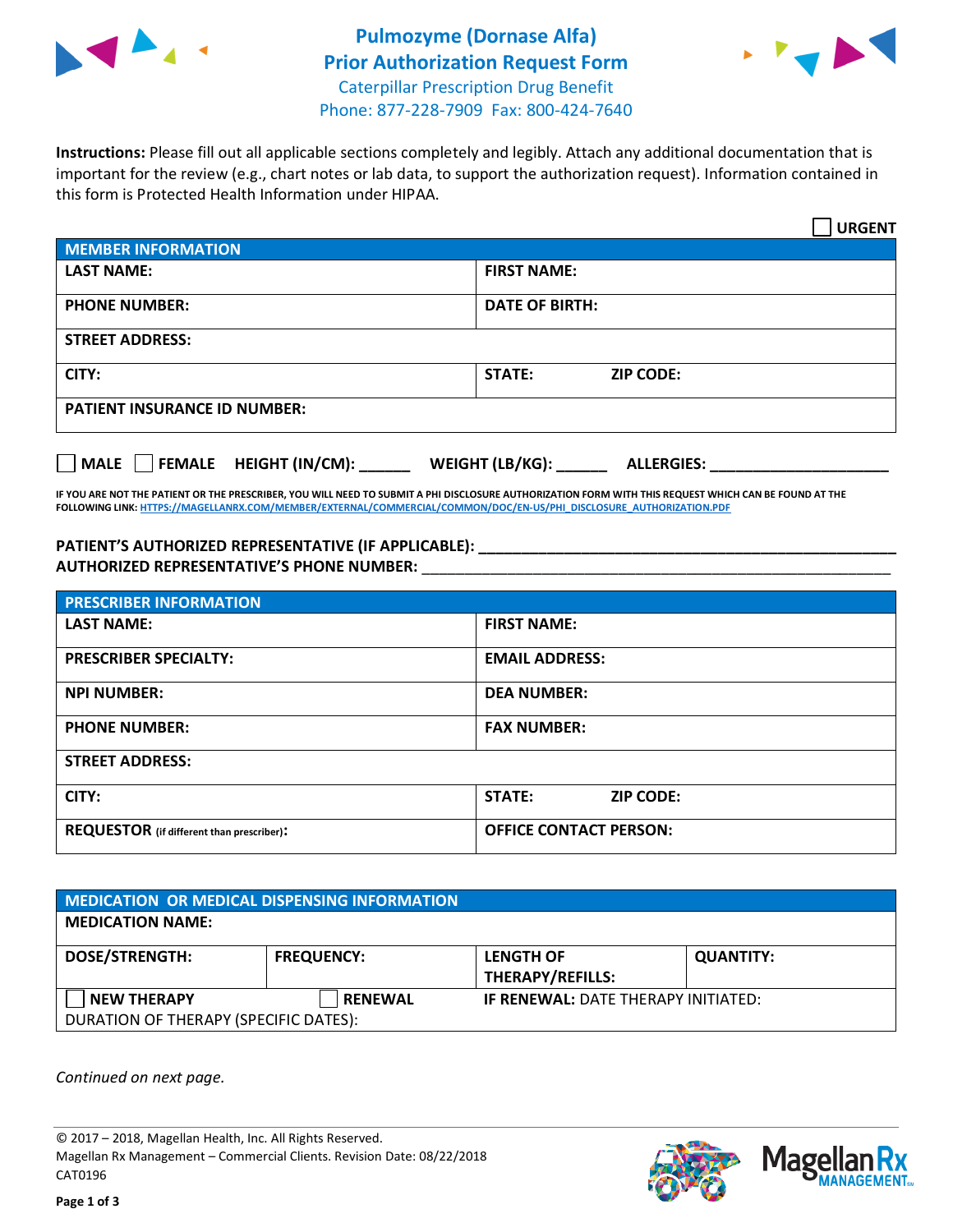# Pulmozyme (Dornase Alfa)
# Prior Authorization Request Form

Caterpillar Prescription Drug Benefit
Phone: 877-228-7909 Fax: 800-424-7640

**Instructions:** Please fill out all applicable sections completely and legibly. Attach any additional documentation that is important for the review (e.g., chart notes or lab data, to support the authorization request). Information contained in this form is Protected Health Information under HIPAA.

☐ **URGENT**

| **MEMBER INFORMATION** | |
|---|---|
| **LAST NAME:** | **FIRST NAME:** |
| **PHONE NUMBER:** | **DATE OF BIRTH:** |
| **STREET ADDRESS:** | |
| **CITY:** | **STATE:** **ZIP CODE:** |
| **PATIENT INSURANCE ID NUMBER:** | |

☐ **MALE** ☐ **FEMALE** **HEIGHT (IN/CM):** ______ **WEIGHT (LB/KG):** ______ **ALLERGIES:** ____________________

**IF YOU ARE NOT THE PATIENT OR THE PRESCRIBER, YOU WILL NEED TO SUBMIT A PHI DISCLOSURE AUTHORIZATION FORM WITH THIS REQUEST WHICH CAN BE FOUND AT THE FOLLOWING LINK: HTTPS://MAGELLANRX.COM/MEMBER/EXTERNAL/COMMERCIAL/COMMON/DOC/EN-US/PHI_DISCLOSURE_AUTHORIZATION.PDF**

**PATIENT'S AUTHORIZED REPRESENTATIVE (IF APPLICABLE):** ____________________________________________
**AUTHORIZED REPRESENTATIVE'S PHONE NUMBER:** ____________________________________________

| **PRESCRIBER INFORMATION** | |
|---|---|
| **LAST NAME:** | **FIRST NAME:** |
| **PRESCRIBER SPECIALTY:** | **EMAIL ADDRESS:** |
| **NPI NUMBER:** | **DEA NUMBER:** |
| **PHONE NUMBER:** | **FAX NUMBER:** |
| **STREET ADDRESS:** | |
| **CITY:** | **STATE:** **ZIP CODE:** |
| **REQUESTOR** (if different than prescriber)**:** | **OFFICE CONTACT PERSON:** |

| **MEDICATION OR MEDICAL DISPENSING INFORMATION** | | | |
|---|---|---|---|
| **MEDICATION NAME:** | | | |
| **DOSE/STRENGTH:** | **FREQUENCY:** | **LENGTH OF THERAPY/REFILLS:** | **QUANTITY:** |
| ☐ **NEW THERAPY** | ☐ **RENEWAL** | **IF RENEWAL:** DATE THERAPY INITIATED: | |
| DURATION OF THERAPY (SPECIFIC DATES): | | | |

*Continued on next page.*

© 2017 – 2018, Magellan Health, Inc. All Rights Reserved.
Magellan Rx Management – Commercial Clients. Revision Date: 08/22/2018
CAT0196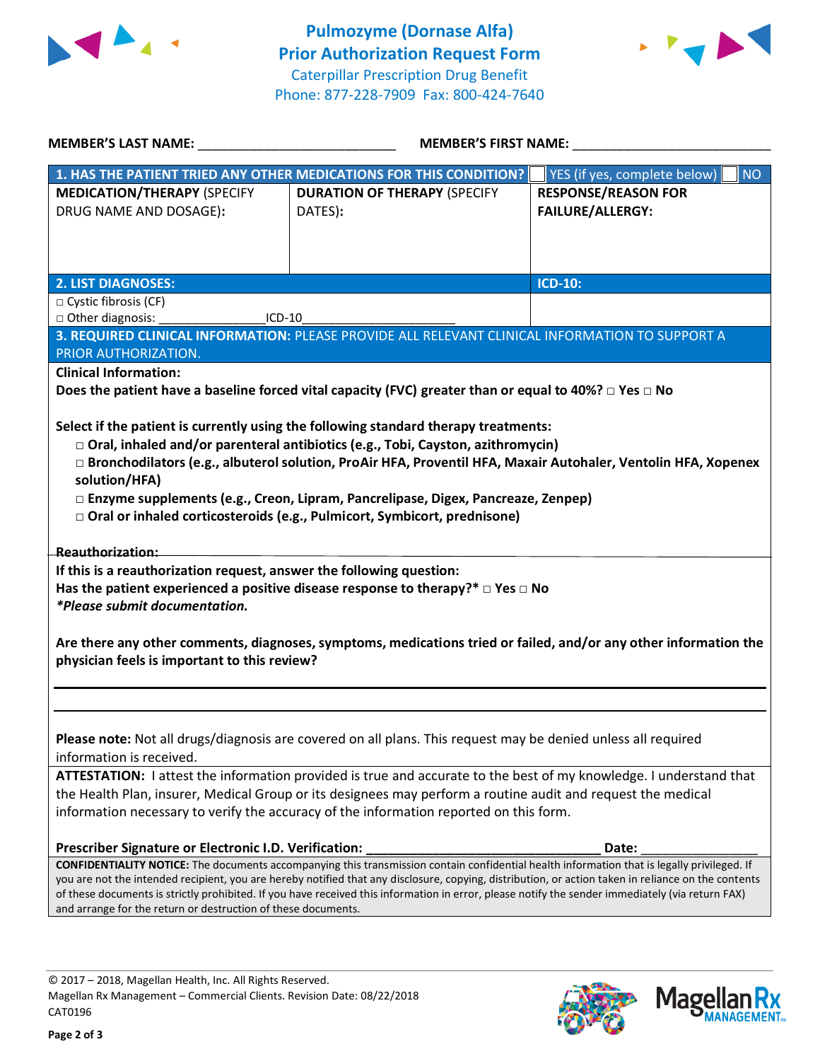# Pulmozyme (Dornase Alfa)
# Prior Authorization Request Form

Caterpillar Prescription Drug Benefit
Phone: 877-228-7909 Fax: 800-424-7640

**MEMBER'S LAST NAME:** ___________________________ **MEMBER'S FIRST NAME:** ___________________________

| **1. HAS THE PATIENT TRIED ANY OTHER MEDICATIONS FOR THIS CONDITION?** | | ☐ YES (if yes, complete below) ☐ NO |
|---|---|---|
| **MEDICATION/THERAPY** (SPECIFY DRUG NAME AND DOSAGE): | **DURATION OF THERAPY** (SPECIFY DATES): | **RESPONSE/REASON FOR FAILURE/ALLERGY:** |
| | | |

| **2. LIST DIAGNOSES:** | **ICD-10:** |
|---|---|
| □ Cystic fibrosis (CF)<br>□ Other diagnosis: _______________ICD-10_____________________ | |

**3. REQUIRED CLINICAL INFORMATION:** PLEASE PROVIDE ALL RELEVANT CLINICAL INFORMATION TO SUPPORT A PRIOR AUTHORIZATION.

**Clinical Information:**

**Does the patient have a baseline forced vital capacity (FVC) greater than or equal to 40%?** □ **Yes** □ **No**

**Select if the patient is currently using the following standard therapy treatments:**

- □ **Oral, inhaled and/or parenteral antibiotics (e.g., Tobi, Cayston, azithromycin)**
- □ **Bronchodilators (e.g., albuterol solution, ProAir HFA, Proventil HFA, Maxair Autohaler, Ventolin HFA, Xopenex solution/HFA)**
- □ **Enzyme supplements (e.g., Creon, Lipram, Pancrelipase, Digex, Pancreaze, Zenpep)**
- □ **Oral or inhaled corticosteroids (e.g., Pulmicort, Symbicort, prednisone)**

**Reauthorization:**

**If this is a reauthorization request, answer the following question:**

**Has the patient experienced a positive disease response to therapy?*** □ **Yes** □ **No**

***Please submit documentation.***

**Are there any other comments, diagnoses, symptoms, medications tried or failed, and/or any other information the physician feels is important to this review?**

_______________________________________________________________________________

_______________________________________________________________________________

**Please note:** Not all drugs/diagnosis are covered on all plans. This request may be denied unless all required information is received.

**ATTESTATION:** I attest the information provided is true and accurate to the best of my knowledge. I understand that the Health Plan, insurer, Medical Group or its designees may perform a routine audit and request the medical information necessary to verify the accuracy of the information reported on this form.

**Prescriber Signature or Electronic I.D. Verification:** _________________________________ **Date:** ________________

**CONFIDENTIALITY NOTICE:** The documents accompanying this transmission contain confidential health information that is legally privileged. If you are not the intended recipient, you are hereby notified that any disclosure, copying, distribution, or action taken in reliance on the contents of these documents is strictly prohibited. If you have received this information in error, please notify the sender immediately (via return FAX) and arrange for the return or destruction of these documents.

© 2017 – 2018, Magellan Health, Inc. All Rights Reserved.
Magellan Rx Management – Commercial Clients. Revision Date: 08/22/2018
CAT0196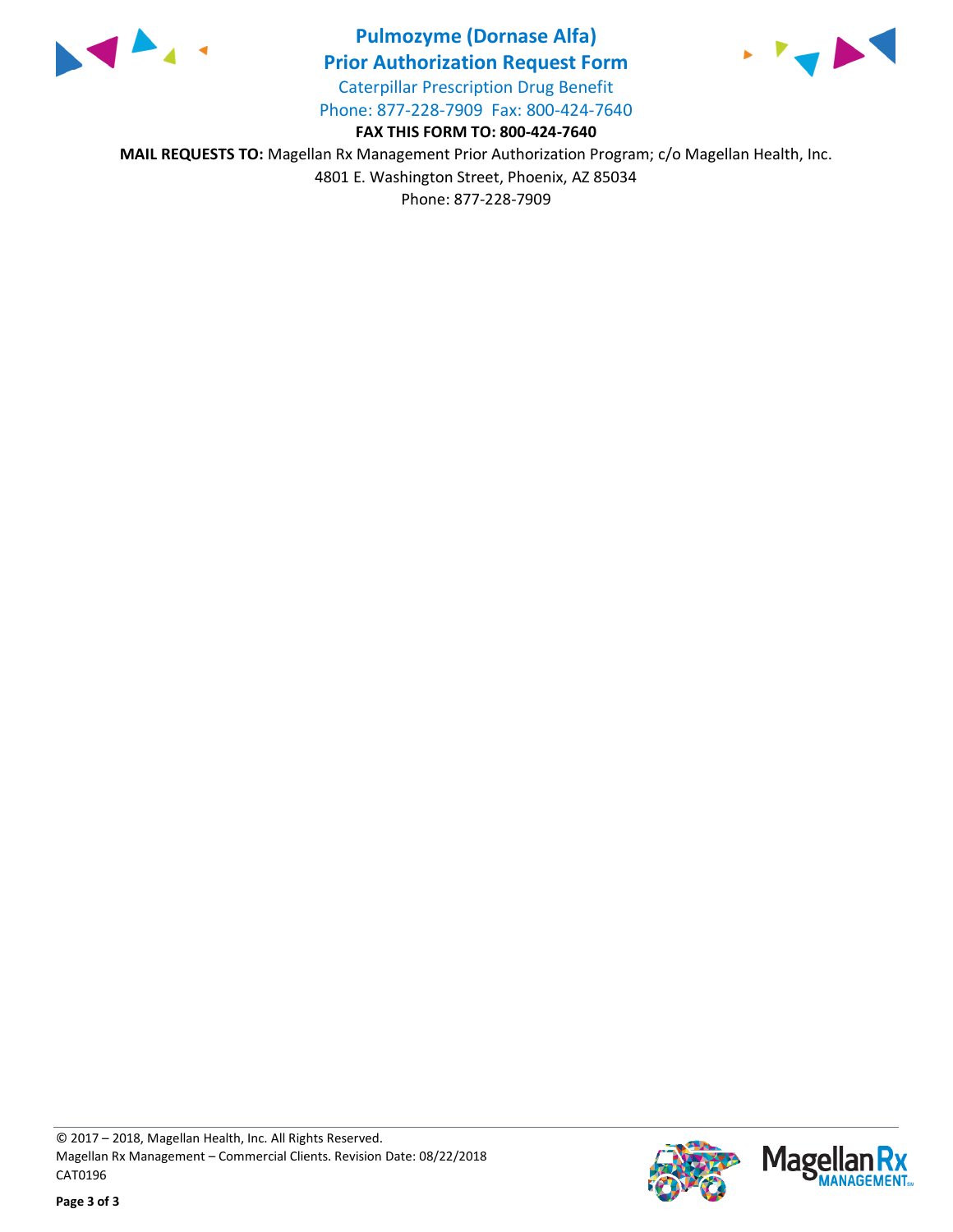**FAX THIS FORM TO: 800-424-7640**

**MAIL REQUESTS TO:** Magellan Rx Management Prior Authorization Program; c/o Magellan Health, Inc.

4801 E. Washington Street, Phoenix, AZ 85034

Phone: 877-228-7909